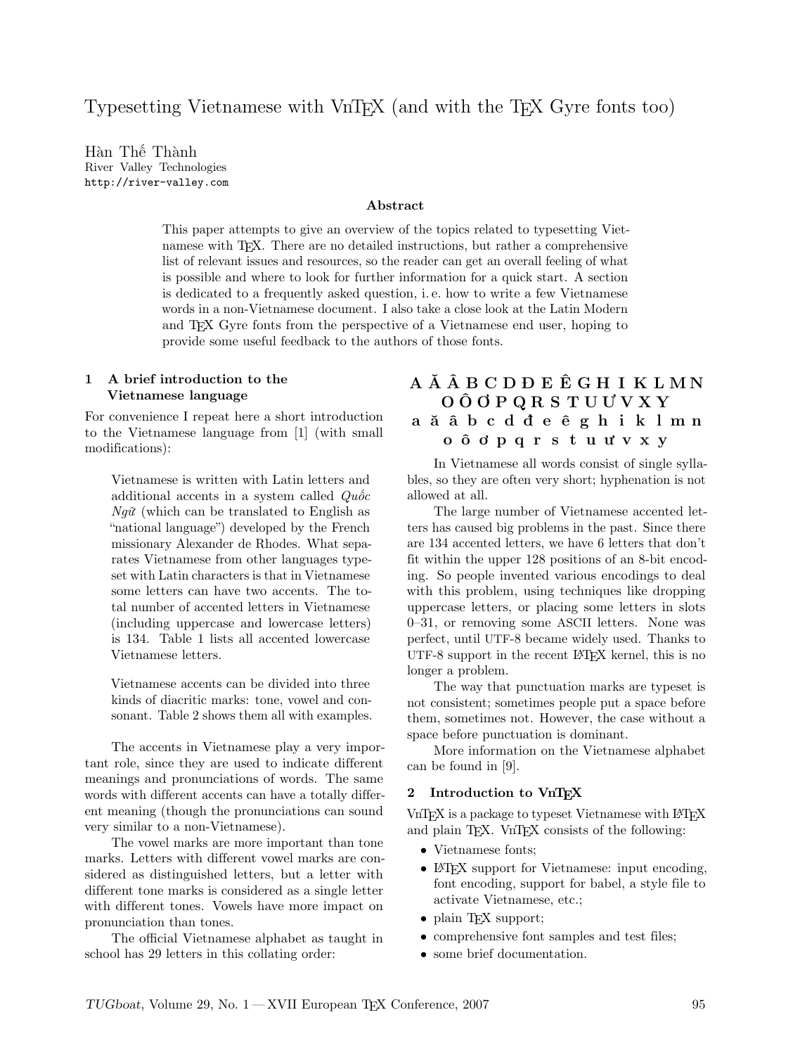# Typesetting Vietnamese with VnTEX (and with the TEX Gyre fonts too)

Hàn Thế Thành
River Valley Technologies
http://river-valley.com

### Abstract

This paper attempts to give an overview of the topics related to typesetting Vietnamese with TEX. There are no detailed instructions, but rather a comprehensive list of relevant issues and resources, so the reader can get an overall feeling of what is possible and where to look for further information for a quick start. A section is dedicated to a frequently asked question, i. e. how to write a few Vietnamese words in a non-Vietnamese document. I also take a close look at the Latin Modern and TEX Gyre fonts from the perspective of a Vietnamese end user, hoping to provide some useful feedback to the authors of those fonts.

## 1 A brief introduction to the Vietnamese language

For convenience I repeat here a short introduction to the Vietnamese language from [1] (with small modifications):

> Vietnamese is written with Latin letters and additional accents in a system called *Quốc Ngữ* (which can be translated to English as "national language") developed by the French missionary Alexander de Rhodes. What separates Vietnamese from other languages typeset with Latin characters is that in Vietnamese some letters can have two accents. The total number of accented letters in Vietnamese (including uppercase and lowercase letters) is 134. Table 1 lists all accented lowercase Vietnamese letters.
>
> Vietnamese accents can be divided into three kinds of diacritic marks: tone, vowel and consonant. Table 2 shows them all with examples.

The accents in Vietnamese play a very important role, since they are used to indicate different meanings and pronunciations of words. The same words with different accents can have a totally different meaning (though the pronunciations can sound very similar to a non-Vietnamese).

The vowel marks are more important than tone marks. Letters with different vowel marks are considered as distinguished letters, but a letter with different tone marks is considered as a single letter with different tones. Vowels have more impact on pronunciation than tones.

The official Vietnamese alphabet as taught in school has 29 letters in this collating order:

**A Ă Â B C D Đ E Ê G H I K L M N O Ô Ơ P Q R S T U Ư V X Y**
**a ă â b c d đ e ê g h i k l m n o ô ơ p q r s t u ư v x y**

In Vietnamese all words consist of single syllables, so they are often very short; hyphenation is not allowed at all.

The large number of Vietnamese accented letters has caused big problems in the past. Since there are 134 accented letters, we have 6 letters that don't fit within the upper 128 positions of an 8-bit encoding. So people invented various encodings to deal with this problem, using techniques like dropping uppercase letters, or placing some letters in slots 0–31, or removing some ASCII letters. None was perfect, until UTF-8 became widely used. Thanks to UTF-8 support in the recent LATEX kernel, this is no longer a problem.

The way that punctuation marks are typeset is not consistent; sometimes people put a space before them, sometimes not. However, the case without a space before punctuation is dominant.

More information on the Vietnamese alphabet can be found in [9].

## 2 Introduction to VnTEX

VnTEX is a package to typeset Vietnamese with LATEX and plain TEX. VnTEX consists of the following:

- Vietnamese fonts;
- LATEX support for Vietnamese: input encoding, font encoding, support for babel, a style file to activate Vietnamese, etc.;
- plain TEX support;
- comprehensive font samples and test files;
- some brief documentation.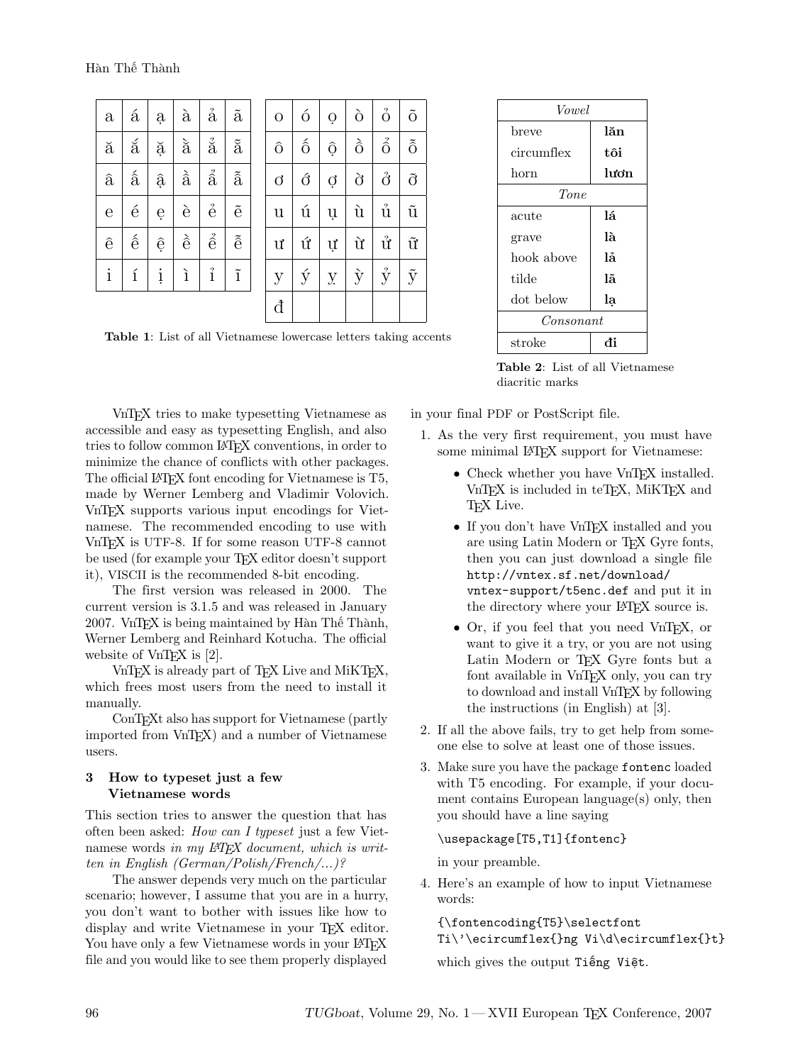| a | á | ạ | à | ả | ã |
|---|---|---|---|---|---|
| ă | ắ | ặ | ằ | ẳ | ẵ |
| â | ấ | ậ | ầ | ẩ | ẫ |
| e | é | ẹ | è | ẻ | ẽ |
| ê | ế | ệ | ề | ể | ễ |
| i | í | ị | ì | ỉ | ĩ |

| o | ó | ọ | ò | ỏ | õ |
|---|---|---|---|---|---|
| ô | ố | ộ | ồ | ổ | ỗ |
| ơ | ớ | ợ | ờ | ở | ỡ |
| u | ú | ụ | ù | ủ | ũ |
| ư | ứ | ự | ừ | ử | ữ |
| y | ý | ỵ | ỳ | ỷ | ỹ |
| đ | | | | | |

**Table 1**: List of all Vietnamese lowercase letters taking accents

| *Vowel* | |
|---|---|
| breve | **lăn** |
| circumflex | **tôi** |
| horn | **lươn** |
| *Tone* | |
| acute | **lá** |
| grave | **là** |
| hook above | **lả** |
| tilde | **lã** |
| dot below | **lạ** |
| *Consonant* | |
| stroke | **đi** |

**Table 2**: List of all Vietnamese diacritic marks

VnTEX tries to make typesetting Vietnamese as accessible and easy as typesetting English, and also tries to follow common LATEX conventions, in order to minimize the chance of conflicts with other packages. The official LATEX font encoding for Vietnamese is T5, made by Werner Lemberg and Vladimir Volovich. VnTEX supports various input encodings for Vietnamese. The recommended encoding to use with VnTEX is UTF-8. If for some reason UTF-8 cannot be used (for example your TEX editor doesn't support it), VISCII is the recommended 8-bit encoding.

The first version was released in 2000. The current version is 3.1.5 and was released in January 2007. VnTEX is being maintained by Hàn Thế Thành, Werner Lemberg and Reinhard Kotucha. The official website of VnTEX is [2].

VnTEX is already part of TEX Live and MiKTEX, which frees most users from the need to install it manually.

ConTEXt also has support for Vietnamese (partly imported from VnTEX) and a number of Vietnamese users.

## 3 How to typeset just a few Vietnamese words

This section tries to answer the question that has often been asked: *How can I typeset* just a few Vietnamese words *in my LATEX document, which is written in English (German/Polish/French/...)?*

The answer depends very much on the particular scenario; however, I assume that you are in a hurry, you don't want to bother with issues like how to display and write Vietnamese in your TEX editor. You have only a few Vietnamese words in your LATEX file and you would like to see them properly displayed in your final PDF or PostScript file.

1. As the very first requirement, you must have some minimal LATEX support for Vietnamese:
   - Check whether you have VnTEX installed. VnTEX is included in teTEX, MiKTEX and TEX Live.
   - If you don't have VnTEX installed and you are using Latin Modern or TEX Gyre fonts, then you can just download a single file `http://vntex.sf.net/download/vntex-support/t5enc.def` and put it in the directory where your LATEX source is.
   - Or, if you feel that you need VnTEX, or want to give it a try, or you are not using Latin Modern or TEX Gyre fonts but a font available in VnTEX only, you can try to download and install VnTEX by following the instructions (in English) at [3].
2. If all the above fails, try to get help from someone else to solve at least one of those issues.
3. Make sure you have the package `fontenc` loaded with T5 encoding. For example, if your document contains European language(s) only, then you should have a line saying

   ```
   \usepackage[T5,T1]{fontenc}
   ```

   in your preamble.
4. Here's an example of how to input Vietnamese words:

   ```
   {\fontencoding{T5}\selectfont
   Ti\'\ecircumflex{}ng Vi\d\ecircumflex{}t}
   ```

   which gives the output Tiếng Việt.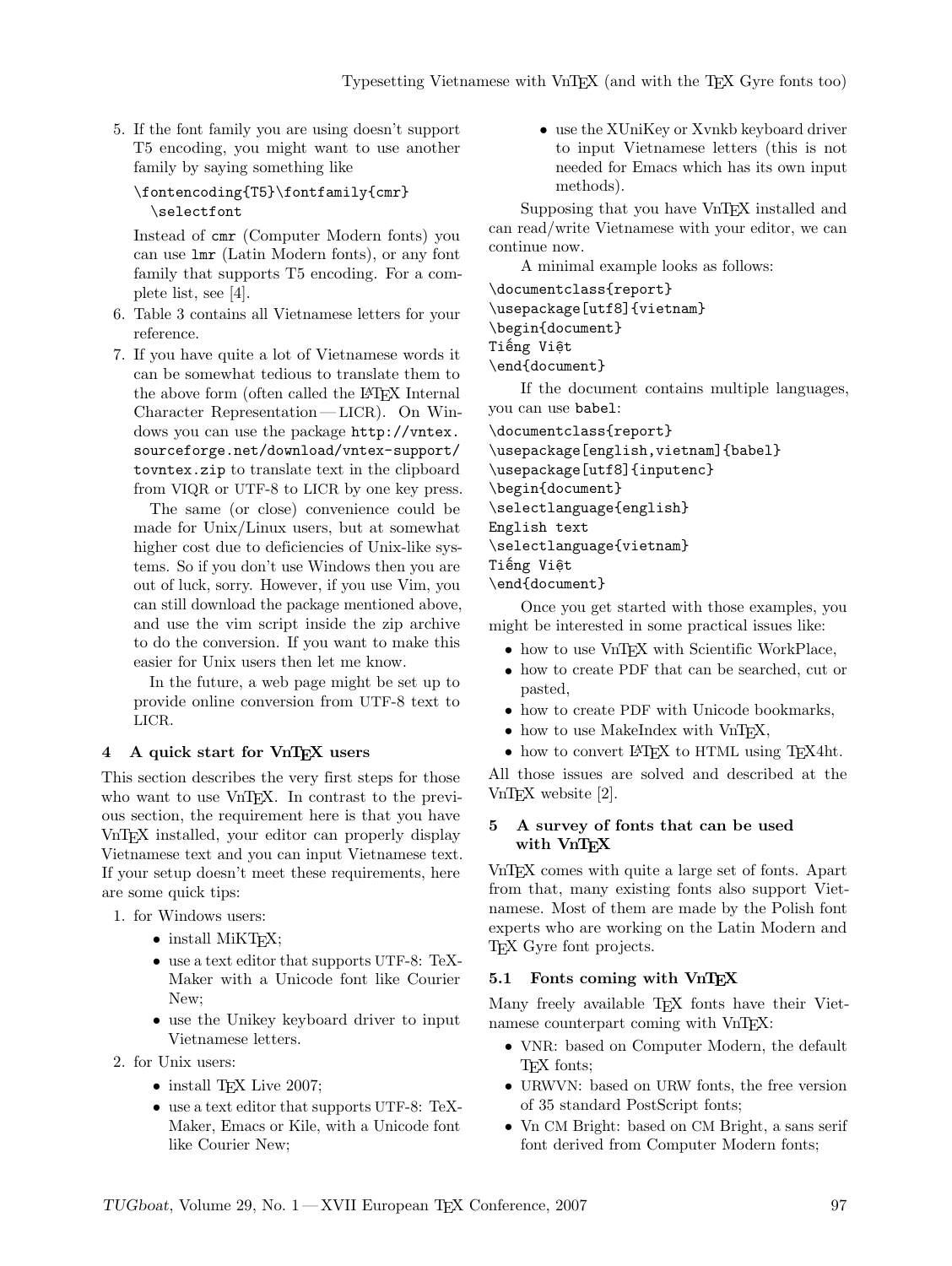5. If the font family you are using doesn't support T5 encoding, you might want to use another family by saying something like

   ```
   \fontencoding{T5}\fontfamily{cmr}
     \selectfont
   ```

   Instead of `cmr` (Computer Modern fonts) you can use `lmr` (Latin Modern fonts), or any font family that supports T5 encoding. For a complete list, see [4].

6. Table 3 contains all Vietnamese letters for your reference.

7. If you have quite a lot of Vietnamese words it can be somewhat tedious to translate them to the above form (often called the LaTeX Internal Character Representation — LICR). On Windows you can use the package `http://vntex.sourceforge.net/download/vntex-support/tovntex.zip` to translate text in the clipboard from VIQR or UTF-8 to LICR by one key press.

   The same (or close) convenience could be made for Unix/Linux users, but at somewhat higher cost due to deficiencies of Unix-like systems. So if you don't use Windows then you are out of luck, sorry. However, if you use Vim, you can still download the package mentioned above, and use the vim script inside the zip archive to do the conversion. If you want to make this easier for Unix users then let me know.

   In the future, a web page might be set up to provide online conversion from UTF-8 text to LICR.

## 4 A quick start for VnTeX users

This section describes the very first steps for those who want to use VnTeX. In contrast to the previous section, the requirement here is that you have VnTeX installed, your editor can properly display Vietnamese text and you can input Vietnamese text. If your setup doesn't meet these requirements, here are some quick tips:

1. for Windows users:
   - install MiKTeX;
   - use a text editor that supports UTF-8: TeXMaker with a Unicode font like Courier New;
   - use the Unikey keyboard driver to input Vietnamese letters.
2. for Unix users:
   - install TeX Live 2007;
   - use a text editor that supports UTF-8: TeXMaker, Emacs or Kile, with a Unicode font like Courier New;
   - use the XUniKey or Xvnkb keyboard driver to input Vietnamese letters (this is not needed for Emacs which has its own input methods).

Supposing that you have VnTeX installed and can read/write Vietnamese with your editor, we can continue now.

A minimal example looks as follows:

```
\documentclass{report}
\usepackage[utf8]{vietnam}
\begin{document}
Tiếng Việt
\end{document}
```

If the document contains multiple languages, you can use `babel`:

```
\documentclass{report}
\usepackage[english,vietnam]{babel}
\usepackage[utf8]{inputenc}
\begin{document}
\selectlanguage{english}
English text
\selectlanguage{vietnam}
Tiếng Việt
\end{document}
```

Once you get started with those examples, you might be interested in some practical issues like:

- how to use VnTeX with Scientific WorkPlace,
- how to create PDF that can be searched, cut or pasted,
- how to create PDF with Unicode bookmarks,
- how to use MakeIndex with VnTeX,
- how to convert LaTeX to HTML using TeX4ht.

All those issues are solved and described at the VnTeX website [2].

## 5 A survey of fonts that can be used with VnTeX

VnTeX comes with quite a large set of fonts. Apart from that, many existing fonts also support Vietnamese. Most of them are made by the Polish font experts who are working on the Latin Modern and TeX Gyre font projects.

### 5.1 Fonts coming with VnTeX

Many freely available TeX fonts have their Vietnamese counterpart coming with VnTeX:

- VNR: based on Computer Modern, the default TeX fonts;
- URWVN: based on URW fonts, the free version of 35 standard PostScript fonts;
- Vn CM Bright: based on CM Bright, a sans serif font derived from Computer Modern fonts;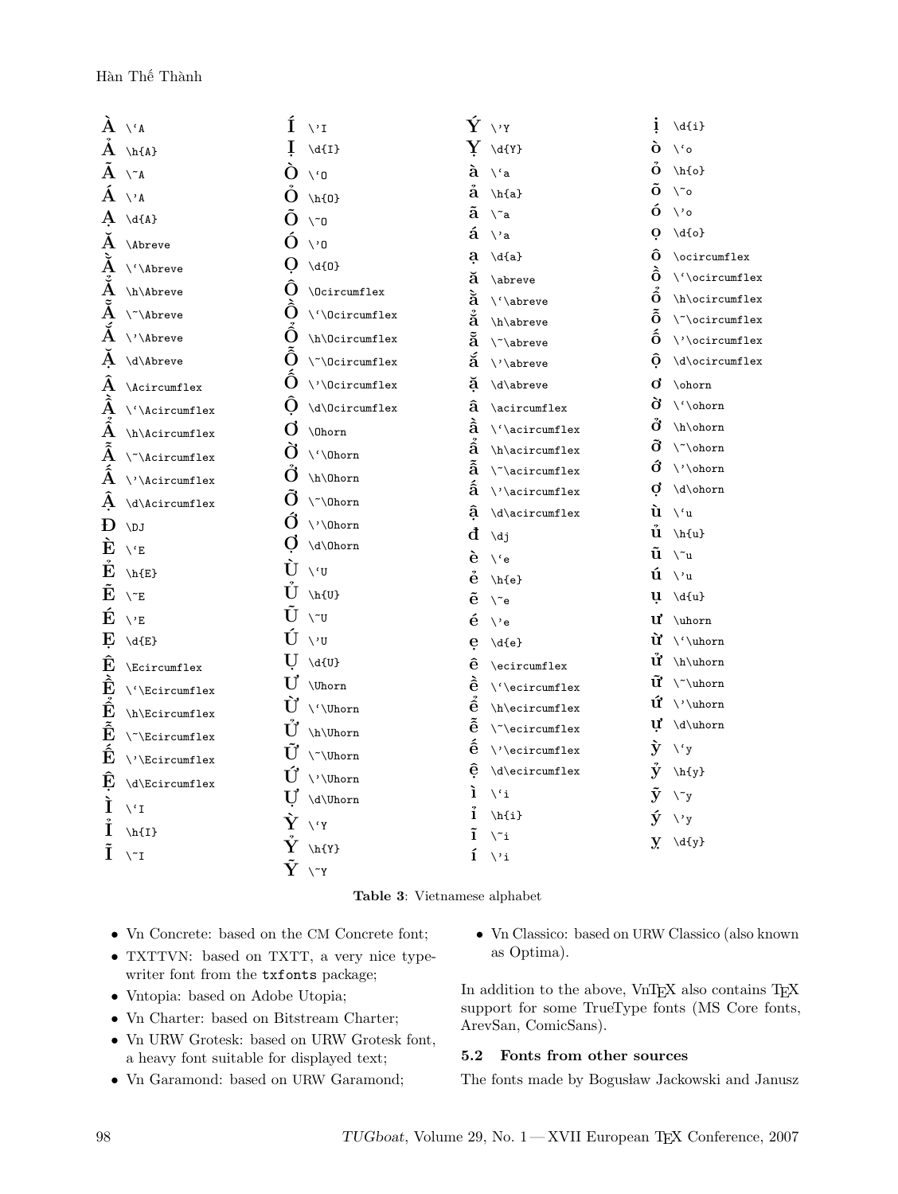| | | | | | | | |
|---|---|---|---|---|---|---|---|
| À | \`A | Í | \'I | Ý | \'Y | ị | \d{i} |
| Ả | \h{A} | Ị | \d{I} | Ỵ | \d{Y} | ò | \`o |
| Ã | \~A | Ò | \`O | à | \`a | ỏ | \h{o} |
| Á | \'A | Ỏ | \h{O} | ả | \h{a} | õ | \~o |
| Ạ | \d{A} | Õ | \~O | ã | \~a | ó | \'o |
| Ă | \Abreve | Ó | \'O | á | \'a | ọ | \d{o} |
| Ằ | \`\Abreve | Ọ | \d{O} | ạ | \d{a} | ô | \ocircumflex |
| Ẳ | \h\Abreve | Ô | \Ocircumflex | ă | \abreve | ồ | \`\ocircumflex |
| Ẵ | \~\Abreve | Ồ | \`\Ocircumflex | ằ | \`\abreve | ổ | \h\ocircumflex |
| Ắ | \'\Abreve | Ổ | \h\Ocircumflex | ẳ | \h\abreve | ỗ | \~\ocircumflex |
| Ặ | \d\Abreve | Ỗ | \~\Ocircumflex | ẵ | \~\abreve | ố | \'\ocircumflex |
| Â | \Acircumflex | Ố | \'\Ocircumflex | ắ | \'\abreve | ộ | \d\ocircumflex |
| Ầ | \`\Acircumflex | Ộ | \d\Ocircumflex | ặ | \d\abreve | ơ | \ohorn |
| Ẩ | \h\Acircumflex | Ơ | \Ohorn | â | \acircumflex | ờ | \`\ohorn |
| Ẫ | \~\Acircumflex | Ờ | \`\Ohorn | ầ | \`\acircumflex | ở | \h\ohorn |
| Ấ | \'\Acircumflex | Ở | \h\Ohorn | ẩ | \h\acircumflex | ỡ | \~\ohorn |
| Ậ | \d\Acircumflex | Ỡ | \~\Ohorn | ẫ | \~\acircumflex | ớ | \'\ohorn |
| Đ | \DJ | Ớ | \'\Ohorn | ấ | \'\acircumflex | ợ | \d\ohorn |
| È | \`E | Ợ | \d\Ohorn | ậ | \d\acircumflex | ù | \`u |
| Ẻ | \h{E} | Ù | \`U | đ | \dj | ủ | \h{u} |
| Ẽ | \~E | Ủ | \h{U} | è | \`e | ũ | \~u |
| É | \'E | Ũ | \~U | ẻ | \h{e} | ú | \'u |
| Ẹ | \d{E} | Ú | \'U | ẽ | \~e | ụ | \d{u} |
| Ê | \Ecircumflex | Ụ | \d{U} | é | \'e | ư | \uhorn |
| Ề | \`\Ecircumflex | Ư | \Uhorn | ẹ | \d{e} | ừ | \`\uhorn |
| Ể | \h\Ecircumflex | Ừ | \`\Uhorn | ê | \ecircumflex | ử | \h\uhorn |
| Ễ | \~\Ecircumflex | Ử | \h\Uhorn | ề | \`\ecircumflex | ữ | \~\uhorn |
| Ế | \'\Ecircumflex | Ữ | \~\Uhorn | ể | \h\ecircumflex | ứ | \'\uhorn |
| Ệ | \d\Ecircumflex | Ứ | \'\Uhorn | ễ | \~\ecircumflex | ự | \d\uhorn |
| Ì | \`I | Ự | \d\Uhorn | ế | \'\ecircumflex | ỳ | \`y |
| Ỉ | \h{I} | Ỳ | \`Y | ệ | \d\ecircumflex | ỷ | \h{y} |
| Ĩ | \~I | Ỷ | \h{Y} | ì | \`i | ỹ | \~y |
| | | Ỹ | \~Y | ỉ | \h{i} | ý | \'y |
| | | | | ĩ | \~i | ỵ | \d{y} |
| | | | | í | \'i | | |

**Table 3**: Vietnamese alphabet

- Vn Concrete: based on the CM Concrete font;
- TXTTVN: based on TXTT, a very nice typewriter font from the txfonts package;
- Vntopia: based on Adobe Utopia;
- Vn Charter: based on Bitstream Charter;
- Vn URW Grotesk: based on URW Grotesk font, a heavy font suitable for displayed text;
- Vn Garamond: based on URW Garamond;
- Vn Classico: based on URW Classico (also known as Optima).

In addition to the above, VnTEX also contains TEX support for some TrueType fonts (MS Core fonts, ArevSan, ComicSans).

### 5.2 Fonts from other sources

The fonts made by Bogusław Jackowski and Janusz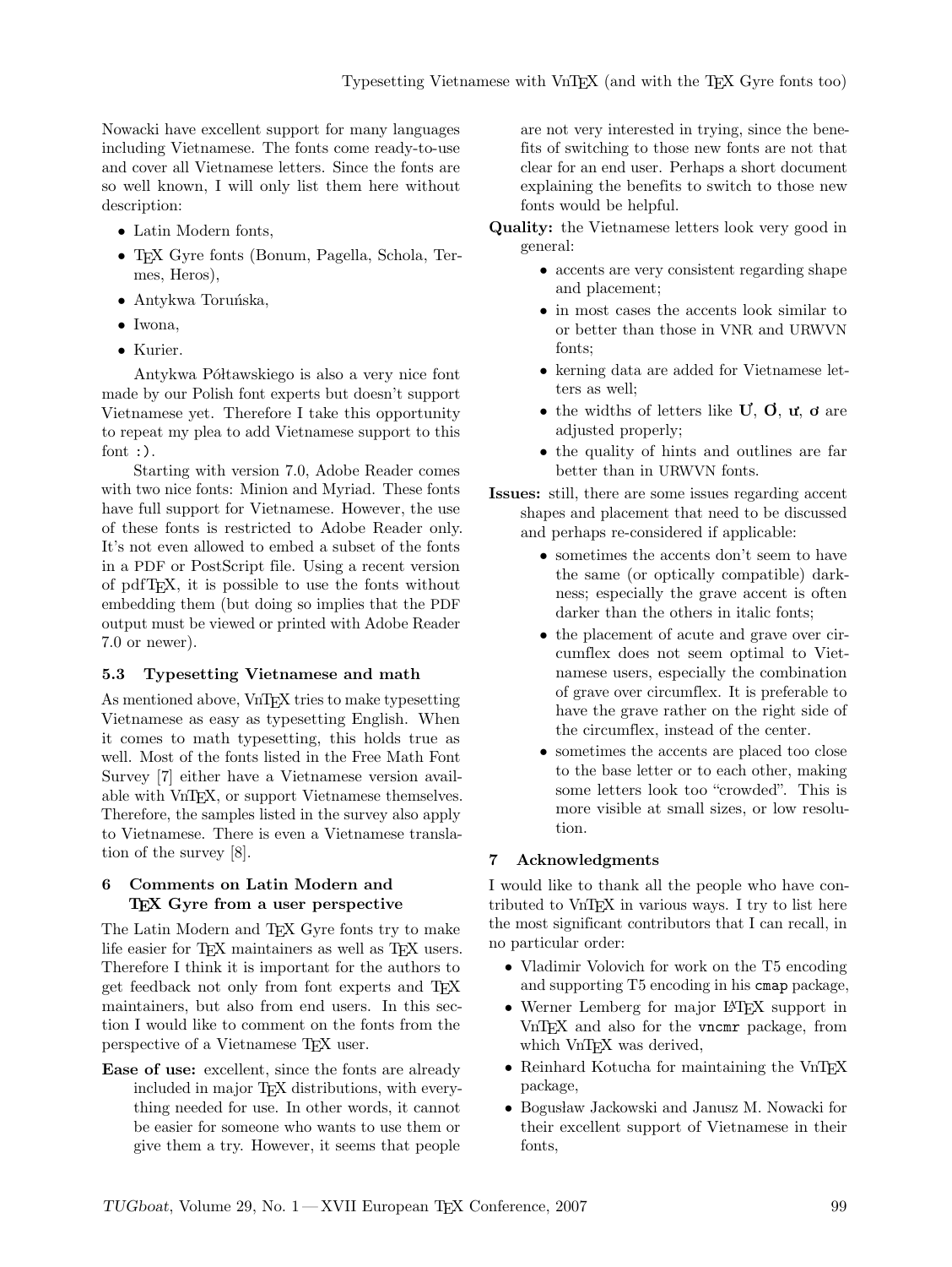Nowacki have excellent support for many languages including Vietnamese. The fonts come ready-to-use and cover all Vietnamese letters. Since the fonts are so well known, I will only list them here without description:

- Latin Modern fonts,
- TEX Gyre fonts (Bonum, Pagella, Schola, Termes, Heros),
- Antykwa Toruńska,
- Iwona,
- Kurier.

Antykwa Półtawskiego is also a very nice font made by our Polish font experts but doesn't support Vietnamese yet. Therefore I take this opportunity to repeat my plea to add Vietnamese support to this font :).

Starting with version 7.0, Adobe Reader comes with two nice fonts: Minion and Myriad. These fonts have full support for Vietnamese. However, the use of these fonts is restricted to Adobe Reader only. It's not even allowed to embed a subset of the fonts in a PDF or PostScript file. Using a recent version of pdfTEX, it is possible to use the fonts without embedding them (but doing so implies that the PDF output must be viewed or printed with Adobe Reader 7.0 or newer).

### 5.3 Typesetting Vietnamese and math

As mentioned above, VnTEX tries to make typesetting Vietnamese as easy as typesetting English. When it comes to math typesetting, this holds true as well. Most of the fonts listed in the Free Math Font Survey [7] either have a Vietnamese version available with VnTEX, or support Vietnamese themselves. Therefore, the samples listed in the survey also apply to Vietnamese. There is even a Vietnamese translation of the survey [8].

## 6 Comments on Latin Modern and TEX Gyre from a user perspective

The Latin Modern and TEX Gyre fonts try to make life easier for TEX maintainers as well as TEX users. Therefore I think it is important for the authors to get feedback not only from font experts and TEX maintainers, but also from end users. In this section I would like to comment on the fonts from the perspective of a Vietnamese TEX user.

**Ease of use:** excellent, since the fonts are already included in major TEX distributions, with everything needed for use. In other words, it cannot be easier for someone who wants to use them or give them a try. However, it seems that people are not very interested in trying, since the benefits of switching to those new fonts are not that clear for an end user. Perhaps a short document explaining the benefits to switch to those new fonts would be helpful.

**Quality:** the Vietnamese letters look very good in general:

- accents are very consistent regarding shape and placement;
- in most cases the accents look similar to or better than those in VNR and URWVN fonts;
- kerning data are added for Vietnamese letters as well;
- the widths of letters like **Ư**, **Ơ**, **ư**, **ơ** are adjusted properly;
- the quality of hints and outlines are far better than in URWVN fonts.

**Issues:** still, there are some issues regarding accent shapes and placement that need to be discussed and perhaps re-considered if applicable:

- sometimes the accents don't seem to have the same (or optically compatible) darkness; especially the grave accent is often darker than the others in italic fonts;
- the placement of acute and grave over circumflex does not seem optimal to Vietnamese users, especially the combination of grave over circumflex. It is preferable to have the grave rather on the right side of the circumflex, instead of the center.
- sometimes the accents are placed too close to the base letter or to each other, making some letters look too "crowded". This is more visible at small sizes, or low resolution.

## 7 Acknowledgments

I would like to thank all the people who have contributed to VnTEX in various ways. I try to list here the most significant contributors that I can recall, in no particular order:

- Vladimir Volovich for work on the T5 encoding and supporting T5 encoding in his `cmap` package,
- Werner Lemberg for major LATEX support in VnTEX and also for the `vncmr` package, from which VnTEX was derived,
- Reinhard Kotucha for maintaining the VnTEX package,
- Bogusław Jackowski and Janusz M. Nowacki for their excellent support of Vietnamese in their fonts,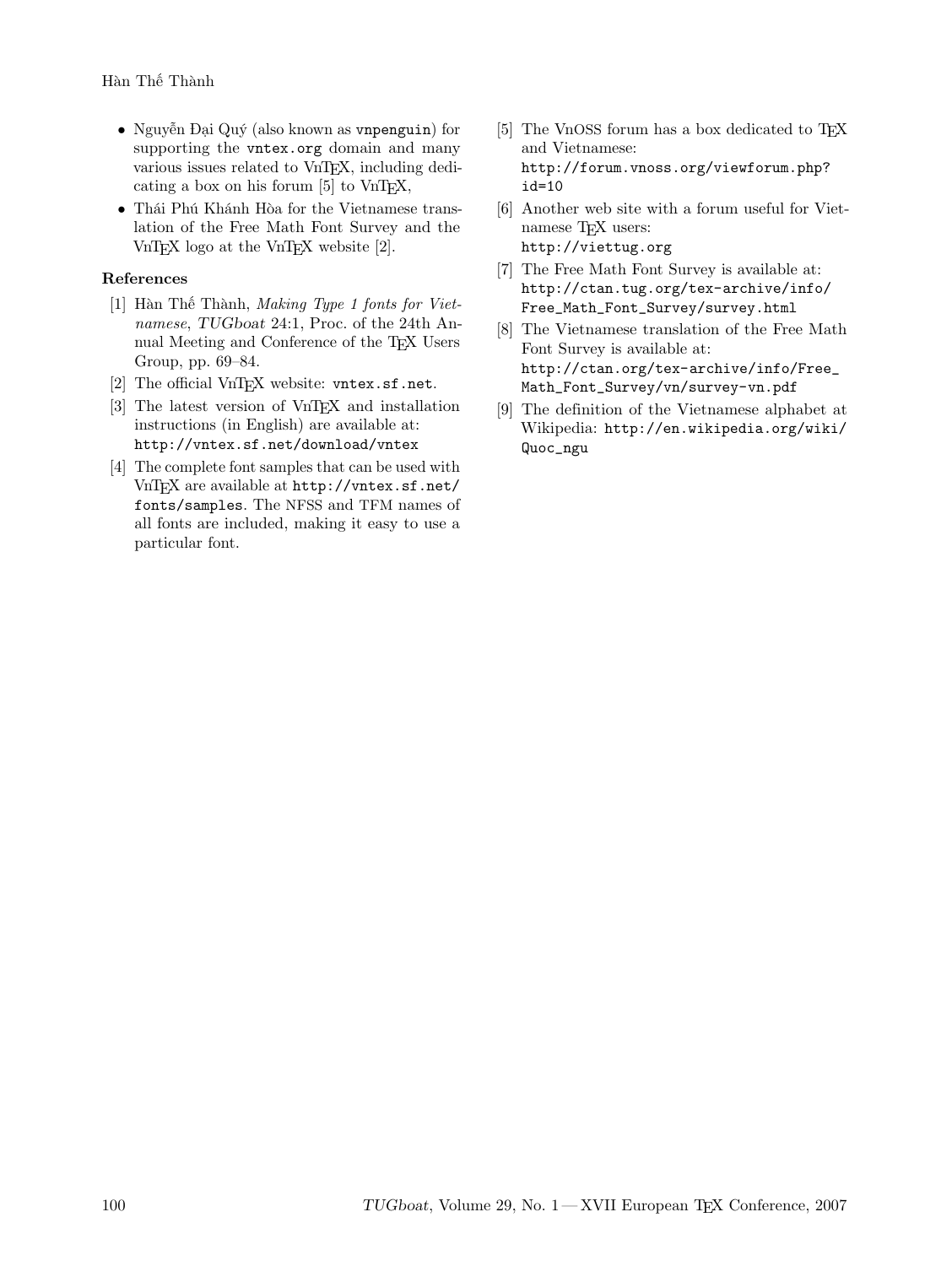- Nguyễn Đại Quý (also known as vnpenguin) for supporting the vntex.org domain and many various issues related to VnTEX, including dedicating a box on his forum [5] to VnTEX,
- Thái Phú Khánh Hòa for the Vietnamese translation of the Free Math Font Survey and the VnTEX logo at the VnTEX website [2].

### References

[1] Hàn Thế Thành, *Making Type 1 fonts for Vietnamese*, *TUGboat* 24:1, Proc. of the 24th Annual Meeting and Conference of the TEX Users Group, pp. 69–84.

[2] The official VnTEX website: vntex.sf.net.

[3] The latest version of VnTEX and installation instructions (in English) are available at: http://vntex.sf.net/download/vntex

[4] The complete font samples that can be used with VnTEX are available at http://vntex.sf.net/fonts/samples. The NFSS and TFM names of all fonts are included, making it easy to use a particular font.

[5] The VnOSS forum has a box dedicated to TEX and Vietnamese: http://forum.vnoss.org/viewforum.php?id=10

[6] Another web site with a forum useful for Vietnamese TEX users: http://viettug.org

[7] The Free Math Font Survey is available at: http://ctan.tug.org/tex-archive/info/Free_Math_Font_Survey/survey.html

[8] The Vietnamese translation of the Free Math Font Survey is available at: http://ctan.org/tex-archive/info/Free_Math_Font_Survey/vn/survey-vn.pdf

[9] The definition of the Vietnamese alphabet at Wikipedia: http://en.wikipedia.org/wiki/Quoc_ngu